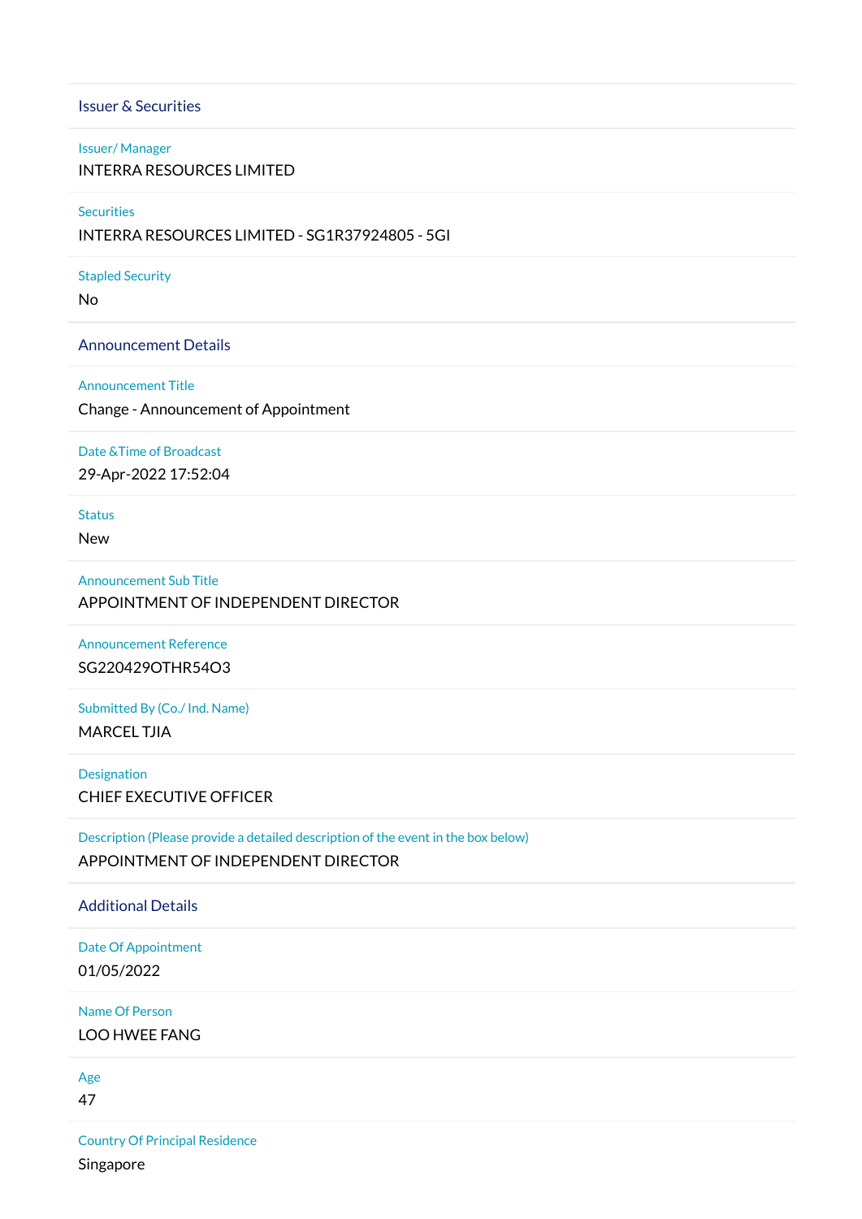## Issuer & Securities

**Issuer/ Manager**

INTERRA RESOURCES LIMITED

**Securities**

INTERRA RESOURCES LIMITED - SG1R37924805 - 5GI

**Stapled Security**

No

## Announcement Details

**Announcement Title**

Change - Announcement of Appointment

**Date &Time of Broadcast**

29-Apr-2022 17:52:04

**Status**

New

**Announcement Sub Title**

APPOINTMENT OF INDEPENDENT DIRECTOR

**Announcement Reference**

SG220429OTHR54O3

**Submitted By (Co./ Ind. Name)**

MARCEL TJIA

**Designation**

CHIEF EXECUTIVE OFFICER

**Description (Please provide a detailed description of the event in the box below)**

APPOINTMENT OF INDEPENDENT DIRECTOR

## Additional Details

**Date Of Appointment**

01/05/2022

**Name Of Person**

LOO HWEE FANG

**Age**

47

**Country Of Principal Residence**

Singapore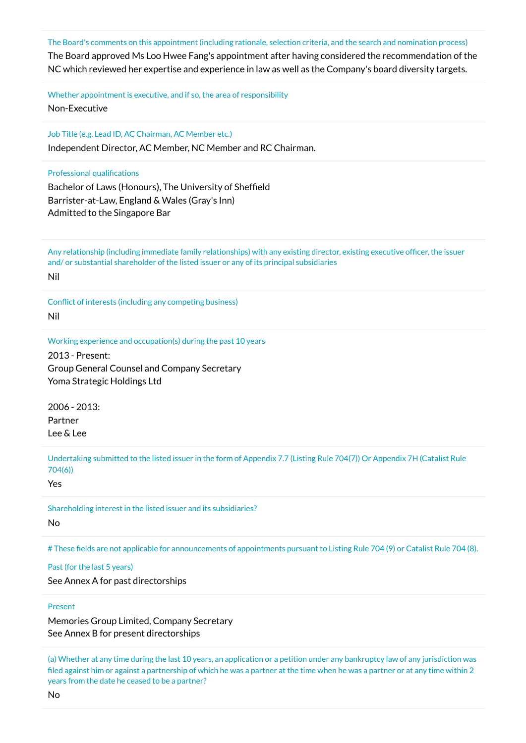The Board's comments on this appointment (including rationale, selection criteria, and the search and nomination process)

The Board approved Ms Loo Hwee Fang's appointment after having considered the recommendation of the NC which reviewed her expertise and experience in law as well as the Company's board diversity targets.

Whether appointment is executive, and if so, the area of responsibility

Non-Executive

Job Title (e.g. Lead ID, AC Chairman, AC Member etc.)

Independent Director, AC Member, NC Member and RC Chairman.

Professional qualifications

Bachelor of Laws (Honours), The University of Sheffield
Barrister-at-Law, England & Wales (Gray's Inn)
Admitted to the Singapore Bar

Any relationship (including immediate family relationships) with any existing director, existing executive officer, the issuer and/ or substantial shareholder of the listed issuer or any of its principal subsidiaries

Nil

Conflict of interests (including any competing business)

Nil

Working experience and occupation(s) during the past 10 years

2013 - Present:
Group General Counsel and Company Secretary
Yoma Strategic Holdings Ltd

2006 - 2013:
Partner
Lee & Lee

Undertaking submitted to the listed issuer in the form of Appendix 7.7 (Listing Rule 704(7)) Or Appendix 7H (Catalist Rule 704(6))

Yes

Shareholding interest in the listed issuer and its subsidiaries?

No

# These fields are not applicable for announcements of appointments pursuant to Listing Rule 704 (9) or Catalist Rule 704 (8).

Past (for the last 5 years)

See Annex A for past directorships

Present

Memories Group Limited, Company Secretary
See Annex B for present directorships

(a) Whether at any time during the last 10 years, an application or a petition under any bankruptcy law of any jurisdiction was filed against him or against a partnership of which he was a partner at the time when he was a partner or at any time within 2 years from the date he ceased to be a partner?

No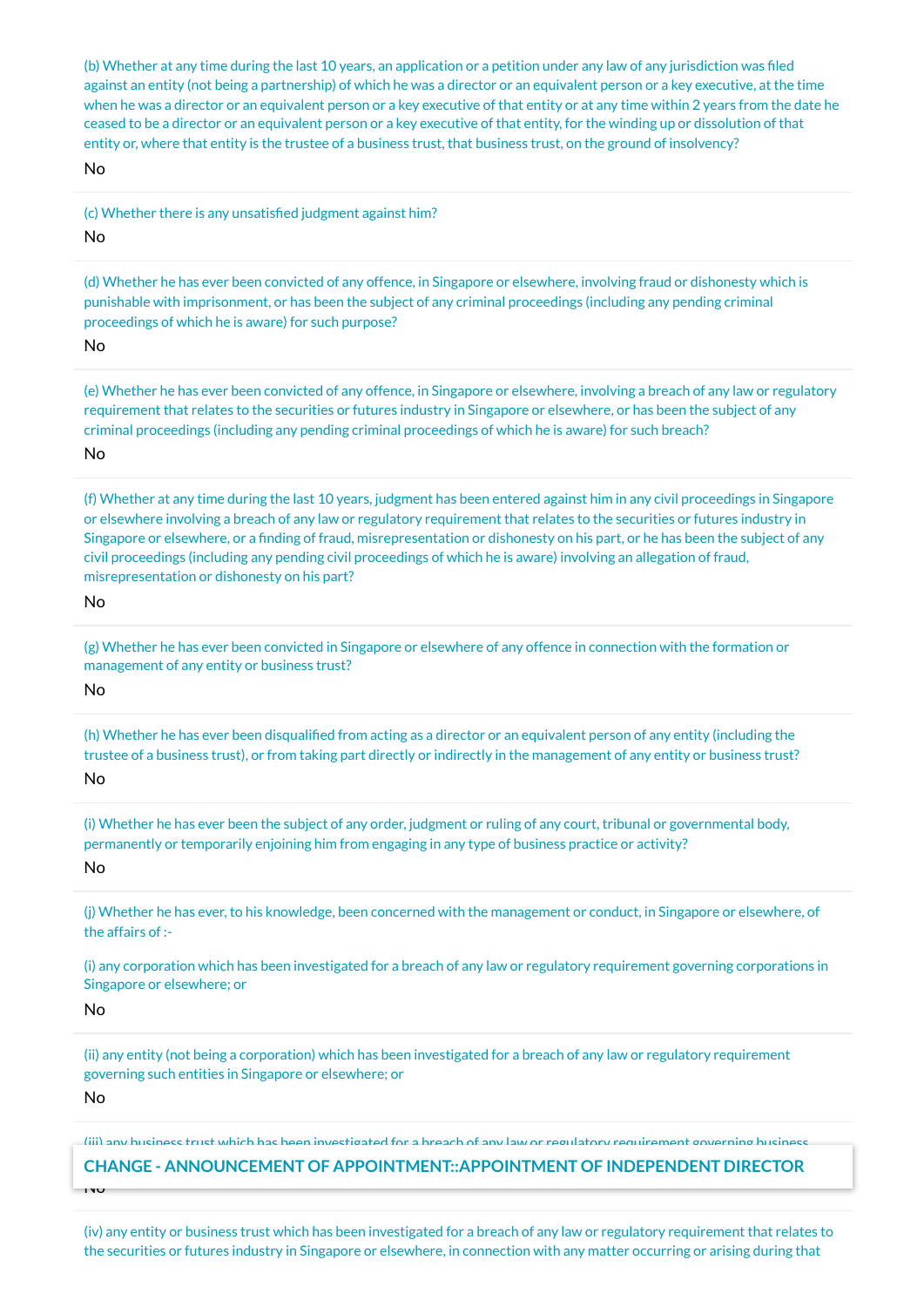(b) Whether at any time during the last 10 years, an application or a petition under any law of any jurisdiction was filed against an entity (not being a partnership) of which he was a director or an equivalent person or a key executive, at the time when he was a director or an equivalent person or a key executive of that entity or at any time within 2 years from the date he ceased to be a director or an equivalent person or a key executive of that entity, for the winding up or dissolution of that entity or, where that entity is the trustee of a business trust, that business trust, on the ground of insolvency?

No

(c) Whether there is any unsatisfied judgment against him?

No

(d) Whether he has ever been convicted of any offence, in Singapore or elsewhere, involving fraud or dishonesty which is punishable with imprisonment, or has been the subject of any criminal proceedings (including any pending criminal proceedings of which he is aware) for such purpose?

No

(e) Whether he has ever been convicted of any offence, in Singapore or elsewhere, involving a breach of any law or regulatory requirement that relates to the securities or futures industry in Singapore or elsewhere, or has been the subject of any criminal proceedings (including any pending criminal proceedings of which he is aware) for such breach?

No

(f) Whether at any time during the last 10 years, judgment has been entered against him in any civil proceedings in Singapore or elsewhere involving a breach of any law or regulatory requirement that relates to the securities or futures industry in Singapore or elsewhere, or a finding of fraud, misrepresentation or dishonesty on his part, or he has been the subject of any civil proceedings (including any pending civil proceedings of which he is aware) involving an allegation of fraud, misrepresentation or dishonesty on his part?

No

(g) Whether he has ever been convicted in Singapore or elsewhere of any offence in connection with the formation or management of any entity or business trust?

No

(h) Whether he has ever been disqualified from acting as a director or an equivalent person of any entity (including the trustee of a business trust), or from taking part directly or indirectly in the management of any entity or business trust?

No

(i) Whether he has ever been the subject of any order, judgment or ruling of any court, tribunal or governmental body, permanently or temporarily enjoining him from engaging in any type of business practice or activity?

No

(j) Whether he has ever, to his knowledge, been concerned with the management or conduct, in Singapore or elsewhere, of the affairs of :-

(i) any corporation which has been investigated for a breach of any law or regulatory requirement governing corporations in Singapore or elsewhere; or

No

(ii) any entity (not being a corporation) which has been investigated for a breach of any law or regulatory requirement governing such entities in Singapore or elsewhere; or

No

(iii) any business trust which has been investigated for a breach of any law or regulatory requirement governing business

No

(iv) any entity or business trust which has been investigated for a breach of any law or regulatory requirement that relates to the securities or futures industry in Singapore or elsewhere, in connection with any matter occurring or arising during that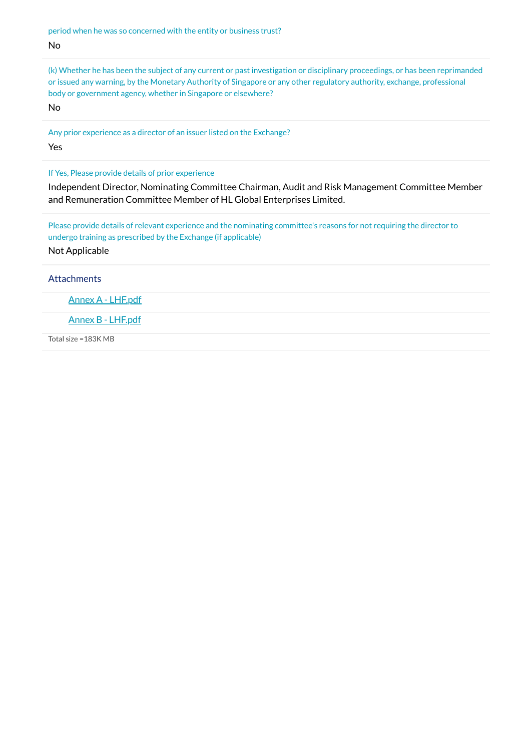period when he was so concerned with the entity or business trust?

No

(k) Whether he has been the subject of any current or past investigation or disciplinary proceedings, or has been reprimanded or issued any warning, by the Monetary Authority of Singapore or any other regulatory authority, exchange, professional body or government agency, whether in Singapore or elsewhere?

No

Any prior experience as a director of an issuer listed on the Exchange?

Yes

If Yes, Please provide details of prior experience

Independent Director, Nominating Committee Chairman, Audit and Risk Management Committee Member and Remuneration Committee Member of HL Global Enterprises Limited.

Please provide details of relevant experience and the nominating committee's reasons for not requiring the director to undergo training as prescribed by the Exchange (if applicable)

Not Applicable

## Attachments

- Annex A - LHF.pdf
- Annex B - LHF.pdf

Total size =183K MB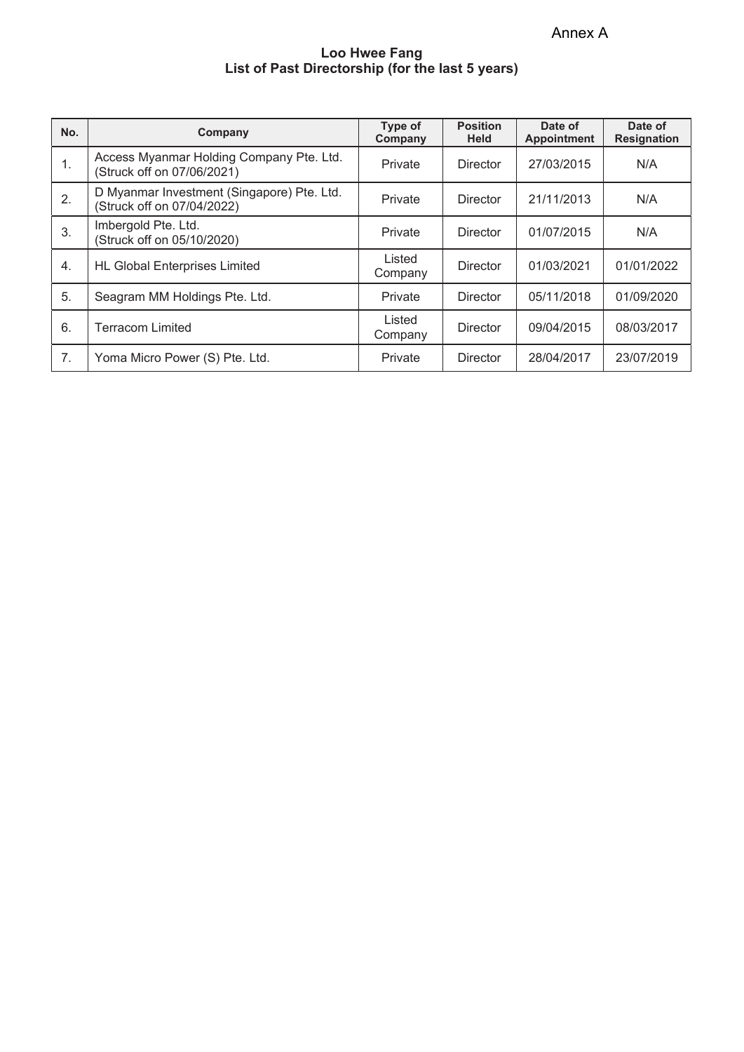Annex A

**Loo Hwee Fang**
**List of Past Directorship (for the last 5 years)**

| No. | Company | Type of Company | Position Held | Date of Appointment | Date of Resignation |
|---|---|---|---|---|---|
| 1. | Access Myanmar Holding Company Pte. Ltd. (Struck off on 07/06/2021) | Private | Director | 27/03/2015 | N/A |
| 2. | D Myanmar Investment (Singapore) Pte. Ltd. (Struck off on 07/04/2022) | Private | Director | 21/11/2013 | N/A |
| 3. | Imbergold Pte. Ltd. (Struck off on 05/10/2020) | Private | Director | 01/07/2015 | N/A |
| 4. | HL Global Enterprises Limited | Listed Company | Director | 01/03/2021 | 01/01/2022 |
| 5. | Seagram MM Holdings Pte. Ltd. | Private | Director | 05/11/2018 | 01/09/2020 |
| 6. | Terracom Limited | Listed Company | Director | 09/04/2015 | 08/03/2017 |
| 7. | Yoma Micro Power (S) Pte. Ltd. | Private | Director | 28/04/2017 | 23/07/2019 |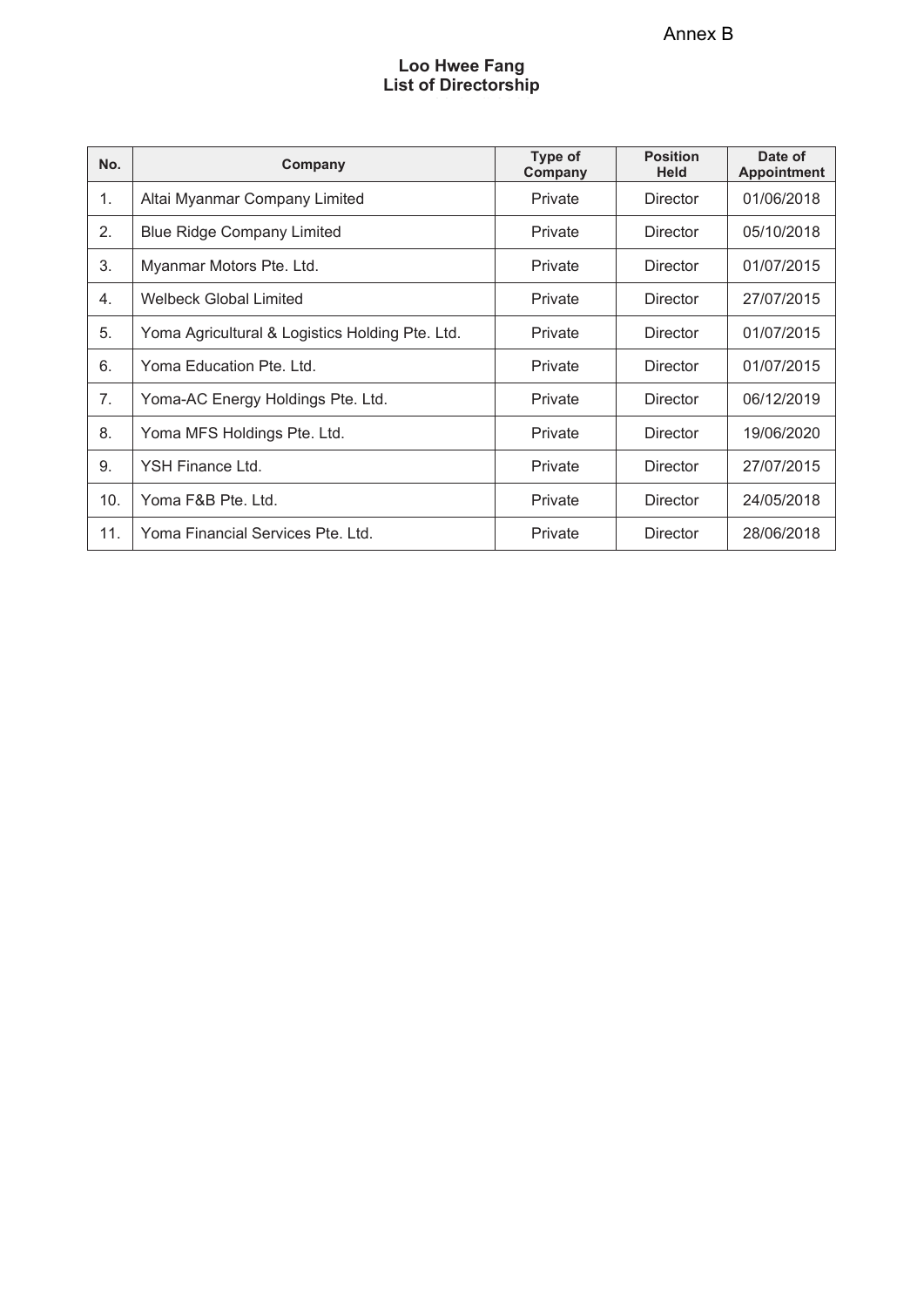Annex B

**Loo Hwee Fang**
**List of Directorship**

| No. | Company | Type of Company | Position Held | Date of Appointment |
|---|---|---|---|---|
| 1. | Altai Myanmar Company Limited | Private | Director | 01/06/2018 |
| 2. | Blue Ridge Company Limited | Private | Director | 05/10/2018 |
| 3. | Myanmar Motors Pte. Ltd. | Private | Director | 01/07/2015 |
| 4. | Welbeck Global Limited | Private | Director | 27/07/2015 |
| 5. | Yoma Agricultural & Logistics Holding Pte. Ltd. | Private | Director | 01/07/2015 |
| 6. | Yoma Education Pte. Ltd. | Private | Director | 01/07/2015 |
| 7. | Yoma-AC Energy Holdings Pte. Ltd. | Private | Director | 06/12/2019 |
| 8. | Yoma MFS Holdings Pte. Ltd. | Private | Director | 19/06/2020 |
| 9. | YSH Finance Ltd. | Private | Director | 27/07/2015 |
| 10. | Yoma F&B Pte. Ltd. | Private | Director | 24/05/2018 |
| 11. | Yoma Financial Services Pte. Ltd. | Private | Director | 28/06/2018 |